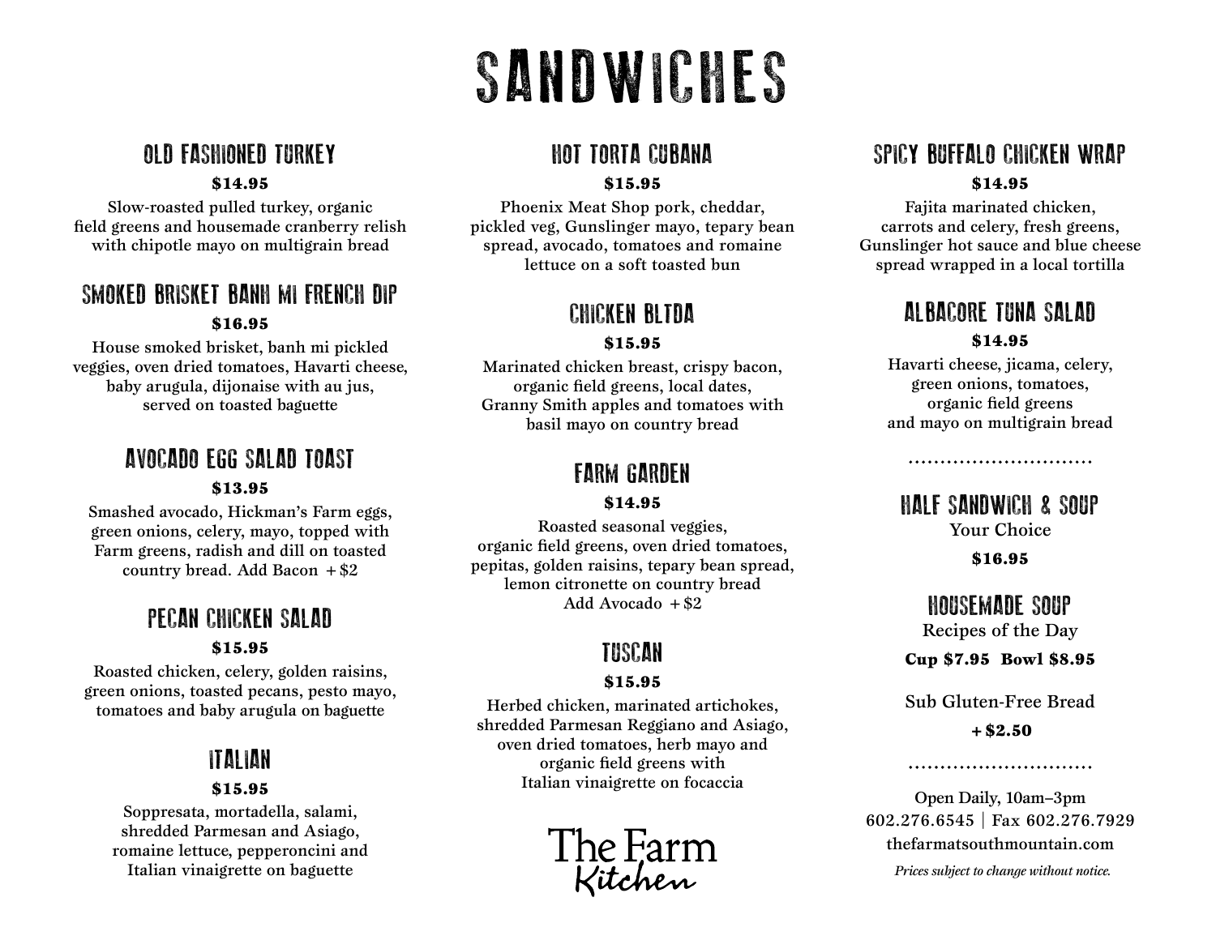# SANDWICHES

## OLD FASHIONED TURKEY

**$14.95**

Slow-roasted pulled turkey, organic field greens and housemade cranberry relish with chipotle mayo on multigrain bread

## SMOKED BRISKET BANH MI FRENCH DIP

**$16.95**

House smoked brisket, banh mi pickled veggies, oven dried tomatoes, Havarti cheese, baby arugula, dijonaise with au jus, served on toasted baguette

## AVOCADO EGG SALAD TOAST

**$13.95**

Smashed avocado, Hickman's Farm eggs, green onions, celery, mayo, topped with Farm greens, radish and dill on toasted country bread. Add Bacon + $2

## PECAN CHICKEN SALAD

**$15.95**

Roasted chicken, celery, golden raisins, green onions, toasted pecans, pesto mayo, tomatoes and baby arugula on baguette

## ITALIAN

**$15.95**

Soppresata, mortadella, salami, shredded Parmesan and Asiago, romaine lettuce, pepperoncini and Italian vinaigrette on baguette

## HOT TORTA CUBANA

**$15.95**

Phoenix Meat Shop pork, cheddar, pickled veg, Gunslinger mayo, tepary bean spread, avocado, tomatoes and romaine lettuce on a soft toasted bun

## CHICKEN BLTDA

**$15.95**

Marinated chicken breast, crispy bacon, organic field greens, local dates, Granny Smith apples and tomatoes with basil mayo on country bread

## FARM GARDEN

**$14.95**

Roasted seasonal veggies, organic field greens, oven dried tomatoes, pepitas, golden raisins, tepary bean spread, lemon citronette on country bread
Add Avocado + $2

## TUSCAN

**$15.95**

Herbed chicken, marinated artichokes, shredded Parmesan Reggiano and Asiago, oven dried tomatoes, herb mayo and organic field greens with Italian vinaigrette on focaccia

The Farm *Kitchen*

## SPICY BUFFALO CHICKEN WRAP

**$14.95**

Fajita marinated chicken, carrots and celery, fresh greens, Gunslinger hot sauce and blue cheese spread wrapped in a local tortilla

## ALBACORE TUNA SALAD

**$14.95**

Havarti cheese, jicama, celery, green onions, tomatoes, organic field greens and mayo on multigrain bread

.............................

## HALF SANDWICH & SOUP

Your Choice

**$16.95**

## HOUSEMADE SOUP

Recipes of the Day

**Cup $7.95  Bowl $8.95**

Sub Gluten-Free Bread

**+ $2.50**

.............................

Open Daily, 10am–3pm
602.276.6545 | Fax 602.276.7929
thefarmatsouthmountain.com

*Prices subject to change without notice.*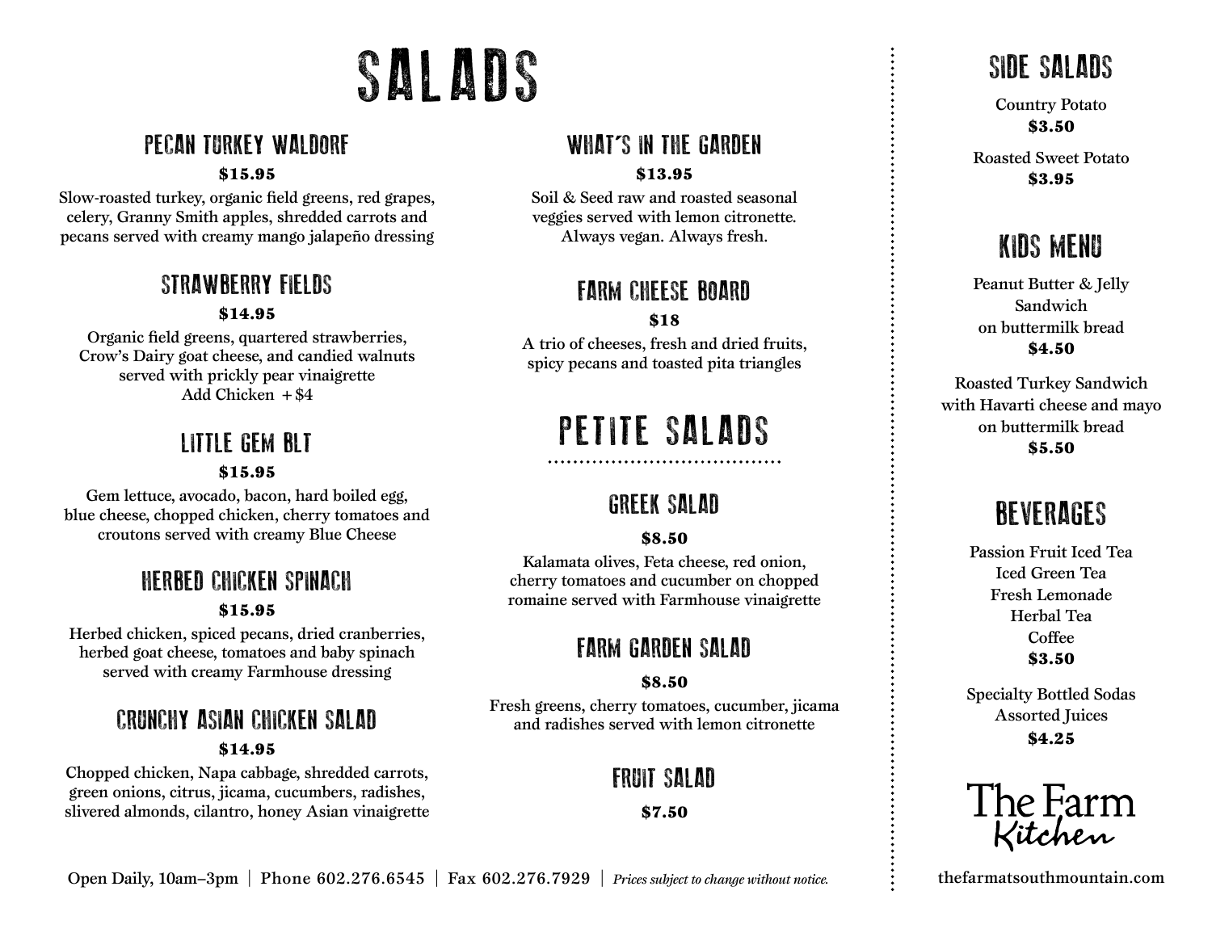# SALADS

## PECAN TURKEY WALDORF

**$15.95**

Slow-roasted turkey, organic field greens, red grapes, celery, Granny Smith apples, shredded carrots and pecans served with creamy mango jalapeño dressing

## STRAWBERRY FIELDS

**$14.95**

Organic field greens, quartered strawberries, Crow's Dairy goat cheese, and candied walnuts served with prickly pear vinaigrette
Add Chicken +$4

## LITTLE GEM BLT

**$15.95**

Gem lettuce, avocado, bacon, hard boiled egg, blue cheese, chopped chicken, cherry tomatoes and croutons served with creamy Blue Cheese

## HERBED CHICKEN SPINACH

**$15.95**

Herbed chicken, spiced pecans, dried cranberries, herbed goat cheese, tomatoes and baby spinach served with creamy Farmhouse dressing

## CRUNCHY ASIAN CHICKEN SALAD

**$14.95**

Chopped chicken, Napa cabbage, shredded carrots, green onions, citrus, jicama, cucumbers, radishes, slivered almonds, cilantro, honey Asian vinaigrette

## WHAT'S IN THE GARDEN

**$13.95**

Soil & Seed raw and roasted seasonal veggies served with lemon citronette.
Always vegan. Always fresh.

## FARM CHEESE BOARD

**$18**

A trio of cheeses, fresh and dried fruits, spicy pecans and toasted pita triangles

# PETITE SALADS

## GREEK SALAD

**$8.50**

Kalamata olives, Feta cheese, red onion, cherry tomatoes and cucumber on chopped romaine served with Farmhouse vinaigrette

## FARM GARDEN SALAD

**$8.50**

Fresh greens, cherry tomatoes, cucumber, jicama and radishes served with lemon citronette

## FRUIT SALAD

**$7.50**

Open Daily, 10am–3pm | Phone 602.276.6545 | Fax 602.276.7929 | *Prices subject to change without notice.*

# SIDE SALADS

Country Potato
**$3.50**

Roasted Sweet Potato
**$3.95**

# KIDS MENU

Peanut Butter & Jelly Sandwich
on buttermilk bread
**$4.50**

Roasted Turkey Sandwich
with Havarti cheese and mayo
on buttermilk bread
**$5.50**

# BEVERAGES

Passion Fruit Iced Tea
Iced Green Tea
Fresh Lemonade
Herbal Tea
Coffee
**$3.50**

Specialty Bottled Sodas
Assorted Juices
**$4.25**

The Farm Kitchen

thefarmatsouthmountain.com